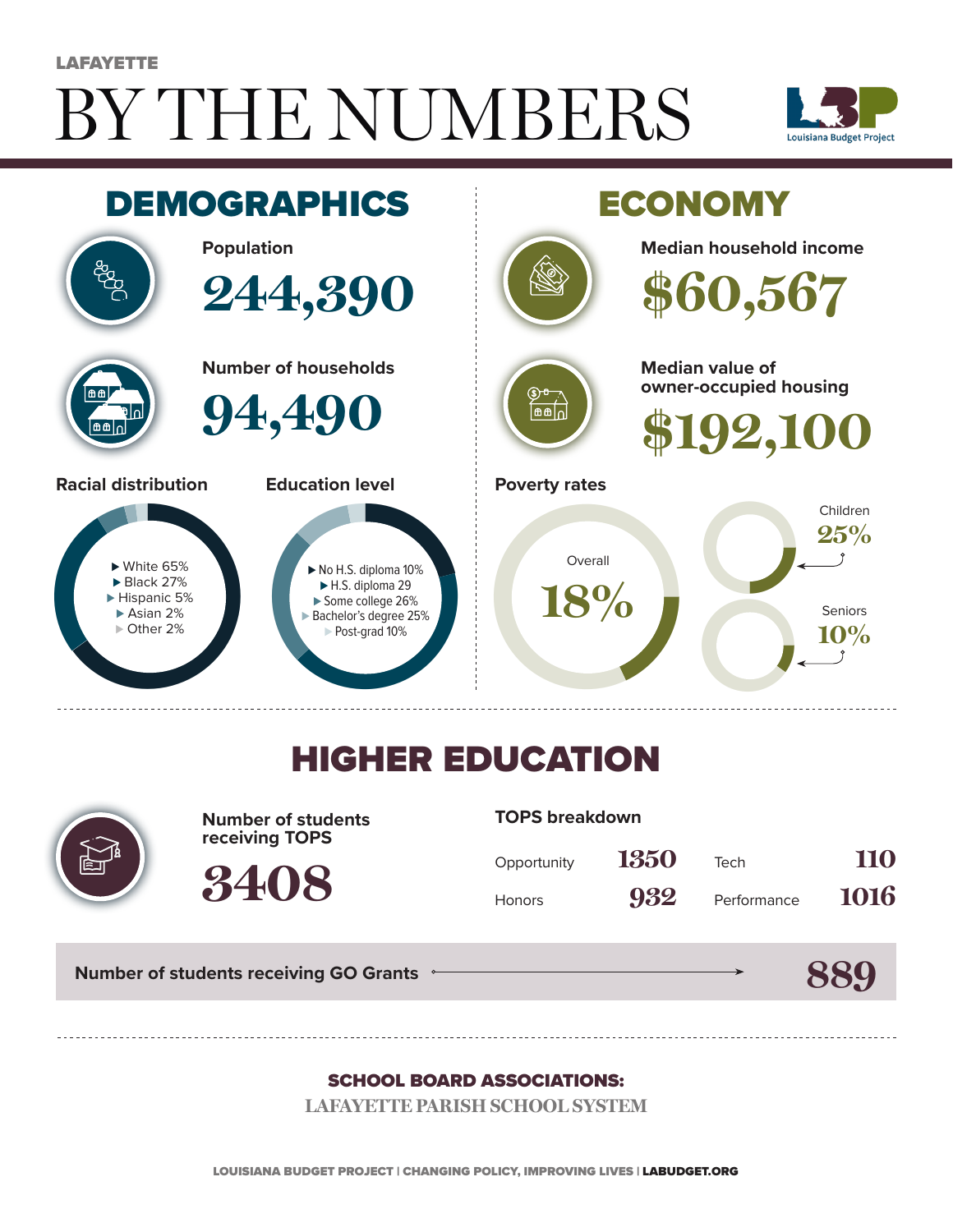LAFAYETTE

# BY THE NUMBERS

Louisiana Budget Project

## DEMOGRAPHICS

**Population**

**244,390**

**Number of households**

**94,490**

**Racial distribution**

- White 65%
- Black 27%
- Hispanic 5%
- Asian 2%
- Other 2%

**Education level**

- No H.S. diploma 10%
- H.S. diploma 29
- Some college 26%
- Bachelor's degree 25%
- Post-grad 10%

## ECONOMY

**Median household income**

**$60,567**

**Median value of owner-occupied housing**

**$192,100**

**Poverty rates**

Overall **18%**

Children **25%**

Seniors **10%**

## HIGHER EDUCATION

**Number of students receiving TOPS**

**3408**

**TOPS breakdown**

| | | | |
|---|---|---|---|
| Opportunity | 1350 | Tech | 110 |
| Honors | 932 | Performance | 1016 |

**Number of students receiving GO Grants** → **889**

### SCHOOL BOARD ASSOCIATIONS:

LAFAYETTE PARISH SCHOOL SYSTEM

LOUISIANA BUDGET PROJECT | CHANGING POLICY, IMPROVING LIVES | LABUDGET.ORG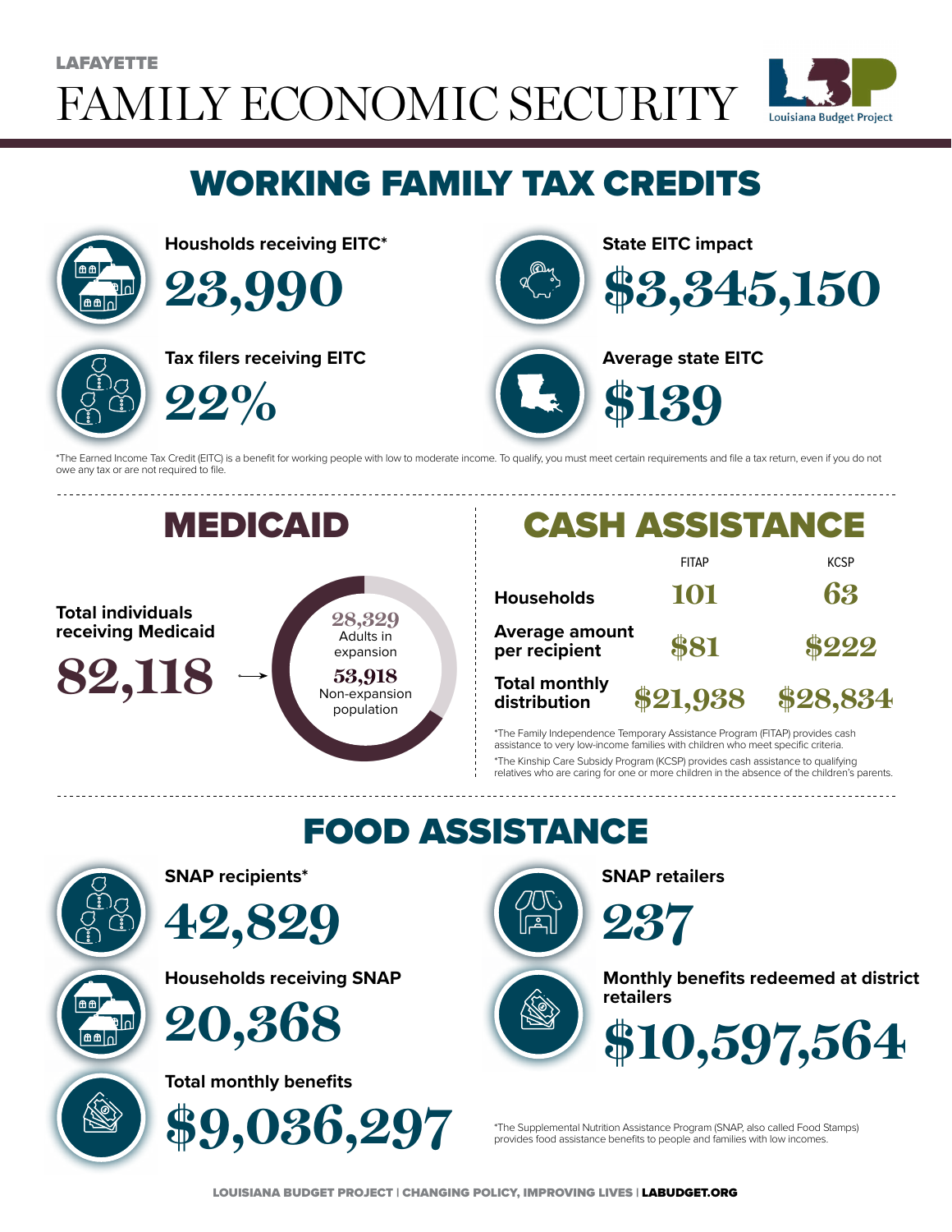LAFAYETTE

# FAMILY ECONOMIC SECURITY

Louisiana Budget Project

## WORKING FAMILY TAX CREDITS

**Households receiving EITC***

23,990

**State EITC impact**

$3,345,150

**Tax filers receiving EITC**

22%

**Average state EITC**

$139

*The Earned Income Tax Credit (EITC) is a benefit for working people with low to moderate income. To qualify, you must meet certain requirements and file a tax return, even if you do not owe any tax or are not required to file.

## MEDICAID

**Total individuals receiving Medicaid**

82,118

28,329 Adults in expansion

53,918 Non-expansion population

## CASH ASSISTANCE

| | FITAP | KCSP |
|---|---|---|
| **Households** | 101 | 63 |
| **Average amount per recipient** | $81 | $222 |
| **Total monthly distribution** | $21,938 | $28,834 |

*The Family Independence Temporary Assistance Program (FITAP) provides cash assistance to very low-income families with children who meet specific criteria.

*The Kinship Care Subsidy Program (KCSP) provides cash assistance to qualifying relatives who are caring for one or more children in the absence of the children's parents.

## FOOD ASSISTANCE

**SNAP recipients***

42,829

**Households receiving SNAP**

20,368

**Total monthly benefits**

$9,036,297

**SNAP retailers**

237

**Monthly benefits redeemed at district retailers**

$10,597,564

*The Supplemental Nutrition Assistance Program (SNAP, also called Food Stamps) provides food assistance benefits to people and families with low incomes.

LOUISIANA BUDGET PROJECT | CHANGING POLICY, IMPROVING LIVES | LABUDGET.ORG